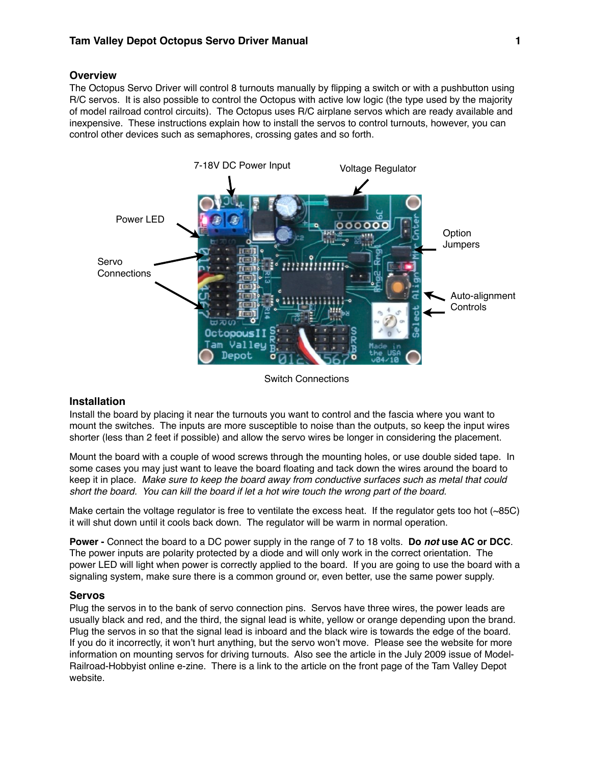## Overview

The Octopus Servo Driver will control 8 turnouts manually by flipping a switch or with a pushbutton using R/C servos. It is also possible to control the Octopus with active low logic (the type used by the majority of model railroad control circuits). The Octopus uses R/C airplane servos which are ready available and inexpensive. These instructions explain how to install the servos to control turnouts, however, you can control other devices such as semaphores, crossing gates and so forth.

7-18V DC Power Input

Voltage Regulator

Power LED

Option Jumpers

Servo Connections

Auto-alignment Controls

Switch Connections

## Installation

Install the board by placing it near the turnouts you want to control and the fascia where you want to mount the switches. The inputs are more susceptible to noise than the outputs, so keep the input wires shorter (less than 2 feet if possible) and allow the servo wires be longer in considering the placement.

Mount the board with a couple of wood screws through the mounting holes, or use double sided tape. In some cases you may just want to leave the board floating and tack down the wires around the board to keep it in place. *Make sure to keep the board away from conductive surfaces such as metal that could short the board. You can kill the board if let a hot wire touch the wrong part of the board.*

Make certain the voltage regulator is free to ventilate the excess heat. If the regulator gets too hot (~85C) it will shut down until it cools back down. The regulator will be warm in normal operation.

**Power -** Connect the board to a DC power supply in the range of 7 to 18 volts. **Do *not* use AC or DCC**. The power inputs are polarity protected by a diode and will only work in the correct orientation. The power LED will light when power is correctly applied to the board. If you are going to use the board with a signaling system, make sure there is a common ground or, even better, use the same power supply.

## Servos

Plug the servos in to the bank of servo connection pins. Servos have three wires, the power leads are usually black and red, and the third, the signal lead is white, yellow or orange depending upon the brand. Plug the servos in so that the signal lead is inboard and the black wire is towards the edge of the board. If you do it incorrectly, it won't hurt anything, but the servo won't move. Please see the website for more information on mounting servos for driving turnouts. Also see the article in the July 2009 issue of Model-Railroad-Hobbyist online e-zine. There is a link to the article on the front page of the Tam Valley Depot website.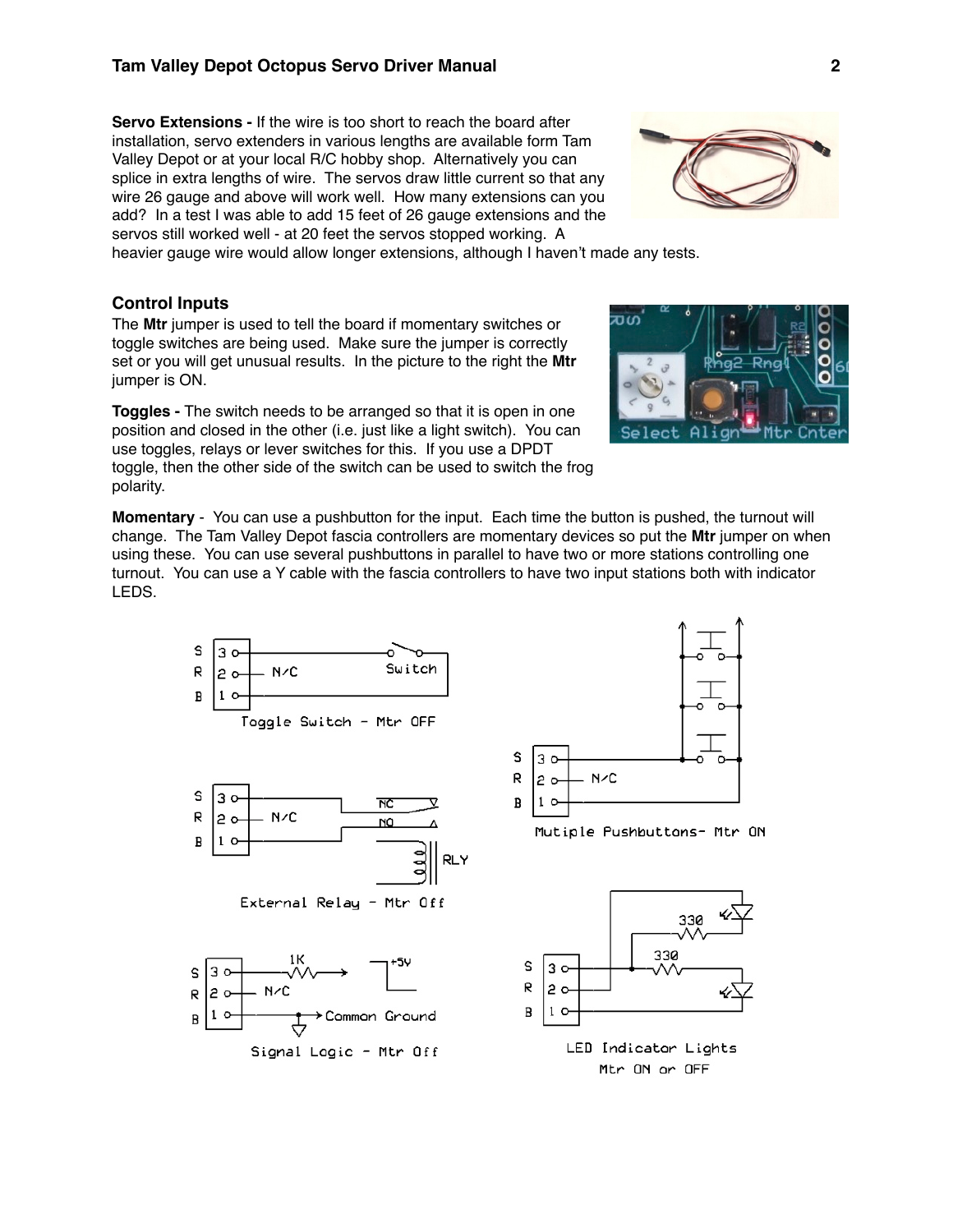**Servo Extensions -** If the wire is too short to reach the board after installation, servo extenders in various lengths are available form Tam Valley Depot or at your local R/C hobby shop. Alternatively you can splice in extra lengths of wire. The servos draw little current so that any wire 26 gauge and above will work well. How many extensions can you add? In a test I was able to add 15 feet of 26 gauge extensions and the servos still worked well - at 20 feet the servos stopped working. A heavier gauge wire would allow longer extensions, although I haven't made any tests.

## Control Inputs

The **Mtr** jumper is used to tell the board if momentary switches or toggle switches are being used. Make sure the jumper is correctly set or you will get unusual results. In the picture to the right the **Mtr** jumper is ON.

**Toggles -** The switch needs to be arranged so that it is open in one position and closed in the other (i.e. just like a light switch). You can use toggles, relays or lever switches for this. If you use a DPDT toggle, then the other side of the switch can be used to switch the frog polarity.

**Momentary** - You can use a pushbutton for the input. Each time the button is pushed, the turnout will change. The Tam Valley Depot fascia controllers are momentary devices so put the **Mtr** jumper on when using these. You can use several pushbuttons in parallel to have two or more stations controlling one turnout. You can use a Y cable with the fascia controllers to have two input stations both with indicator LEDS.

Toggle Switch - Mtr OFF

Mutiple Pushbuttons- Mtr ON

External Relay - Mtr Off

Signal Logic - Mtr Off

LED Indicator Lights Mtr ON or OFF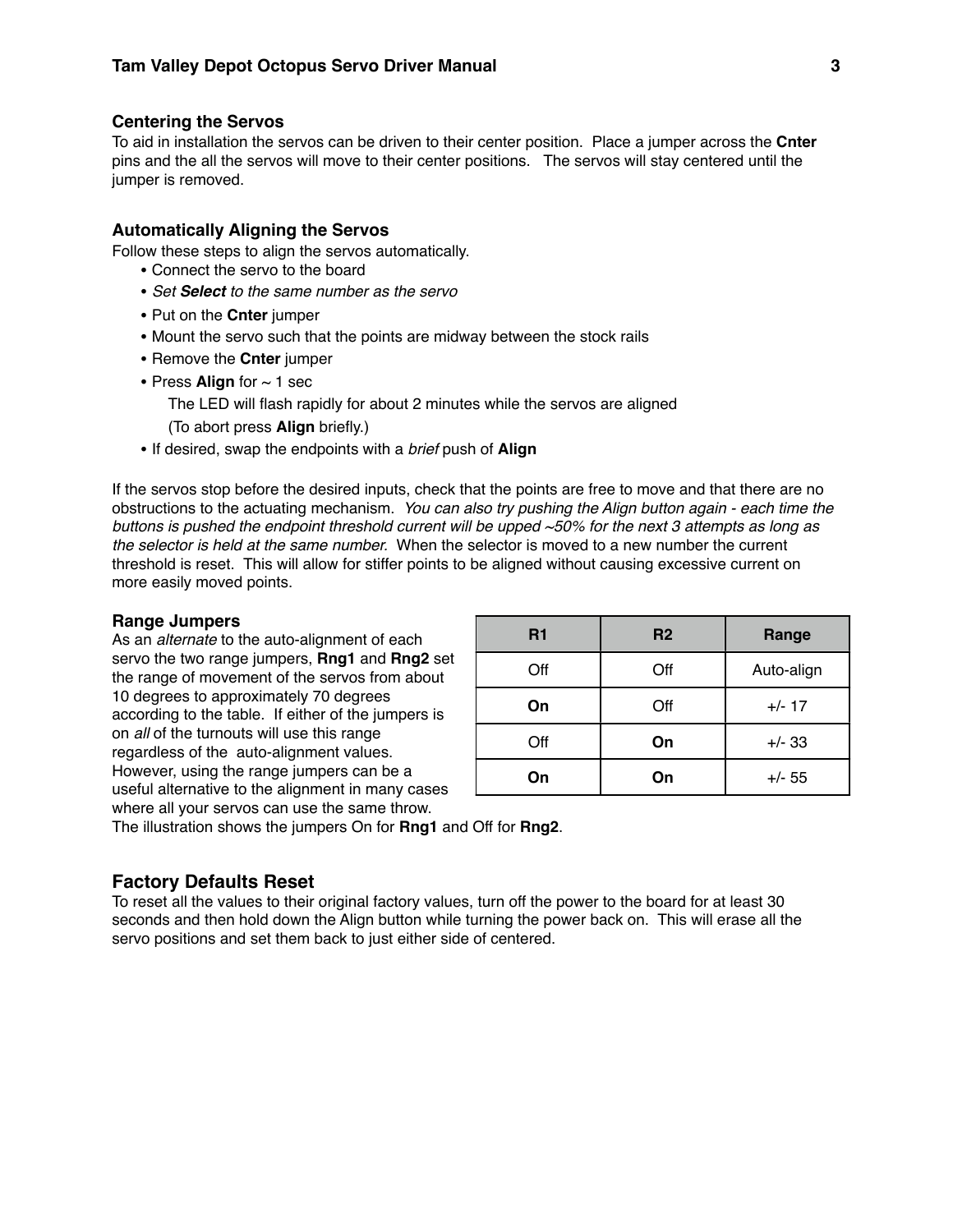## Centering the Servos

To aid in installation the servos can be driven to their center position. Place a jumper across the **Cnter** pins and the all the servos will move to their center positions. The servos will stay centered until the jumper is removed.

## Automatically Aligning the Servos

Follow these steps to align the servos automatically.

- Connect the servo to the board
- *Set **Select** to the same number as the servo*
- Put on the **Cnter** jumper
- Mount the servo such that the points are midway between the stock rails
- Remove the **Cnter** jumper
- Press **Align** for ~ 1 sec
  The LED will flash rapidly for about 2 minutes while the servos are aligned
  (To abort press **Align** briefly.)
- If desired, swap the endpoints with a *brief* push of **Align**

If the servos stop before the desired inputs, check that the points are free to move and that there are no obstructions to the actuating mechanism. *You can also try pushing the Align button again - each time the buttons is pushed the endpoint threshold current will be upped ~50% for the next 3 attempts as long as the selector is held at the same number.* When the selector is moved to a new number the current threshold is reset. This will allow for stiffer points to be aligned without causing excessive current on more easily moved points.

## Range Jumpers

As an *alternate* to the auto-alignment of each servo the two range jumpers, **Rng1** and **Rng2** set the range of movement of the servos from about 10 degrees to approximately 70 degrees according to the table. If either of the jumpers is on *all* of the turnouts will use this range regardless of the auto-alignment values. However, using the range jumpers can be a useful alternative to the alignment in many cases where all your servos can use the same throw. The illustration shows the jumpers On for **Rng1** and Off for **Rng2**.

| R1 | R2 | Range |
|---|---|---|
| Off | Off | Auto-align |
| **On** | Off | +/- 17 |
| Off | **On** | +/- 33 |
| **On** | **On** | +/- 55 |

## Factory Defaults Reset

To reset all the values to their original factory values, turn off the power to the board for at least 30 seconds and then hold down the Align button while turning the power back on. This will erase all the servo positions and set them back to just either side of centered.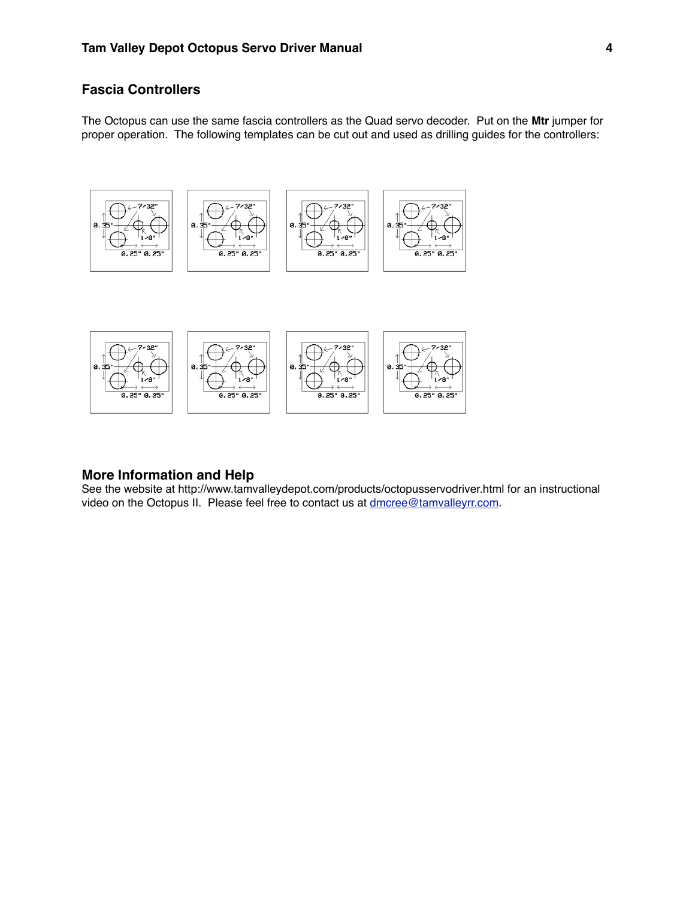## Fascia Controllers

The Octopus can use the same fascia controllers as the Quad servo decoder. Put on the **Mtr** jumper for proper operation. The following templates can be cut out and used as drilling guides for the controllers:

7/32"
0.35"
1/8"
0.25" 0.25"

7/32"
0.35"
1/8"
0.25" 0.25"

7/32"
0.35"
1/8"
0.25" 0.25"

7/32"
0.35"
1/8"
0.25" 0.25"

7/32"
0.35"
1/8"
0.25" 0.25"

7/32"
0.35"
1/8"
0.25" 0.25"

7/32"
0.35"
1/8"
0.25" 0.25"

7/32"
0.35"
1/8"
0.25" 0.25"

## More Information and Help

See the website at http://www.tamvalleydepot.com/products/octopusservodriver.html for an instructional video on the Octopus II. Please feel free to contact us at dmcree@tamvalleyrr.com.